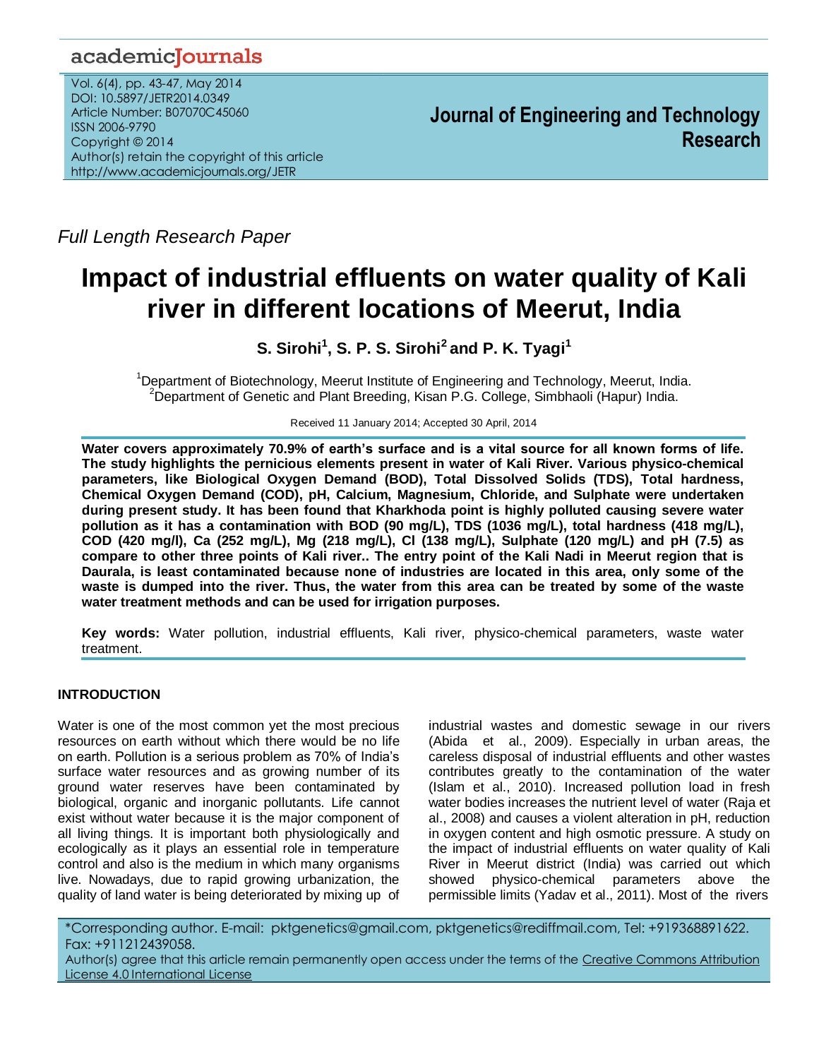*Full Length Research Paper*

# Impact of industrial effluents on water quality of Kali river in different locations of Meerut, India

**S. Sirohi[1], S. P. S. Sirohi[2] and P. K. Tyagi[1]**

[1]Department of Biotechnology, Meerut Institute of Engineering and Technology, Meerut, India.
[2]Department of Genetic and Plant Breeding, Kisan P.G. College, Simbhaoli (Hapur) India.

Received 11 January 2014; Accepted 30 April, 2014

**Water covers approximately 70.9% of earth's surface and is a vital source for all known forms of life. The study highlights the pernicious elements present in water of Kali River. Various physico-chemical parameters, like Biological Oxygen Demand (BOD), Total Dissolved Solids (TDS), Total hardness, Chemical Oxygen Demand (COD), pH, Calcium, Magnesium, Chloride, and Sulphate were undertaken during present study. It has been found that Kharkhoda point is highly polluted causing severe water pollution as it has a contamination with BOD (90 mg/L), TDS (1036 mg/L), total hardness (418 mg/L), COD (420 mg/l), Ca (252 mg/L), Mg (218 mg/L), Cl (138 mg/L), Sulphate (120 mg/L) and pH (7.5) as compare to other three points of Kali river.. The entry point of the Kali Nadi in Meerut region that is Daurala, is least contaminated because none of industries are located in this area, only some of the waste is dumped into the river. Thus, the water from this area can be treated by some of the waste water treatment methods and can be used for irrigation purposes.**

**Key words:** Water pollution, industrial effluents, Kali river, physico-chemical parameters, waste water treatment.

## INTRODUCTION

Water is one of the most common yet the most precious resources on earth without which there would be no life on earth. Pollution is a serious problem as 70% of India's surface water resources and as growing number of its ground water reserves have been contaminated by biological, organic and inorganic pollutants. Life cannot exist without water because it is the major component of all living things. It is important both physiologically and ecologically as it plays an essential role in temperature control and also is the medium in which many organisms live. Nowadays, due to rapid growing urbanization, the quality of land water is being deteriorated by mixing up of industrial wastes and domestic sewage in our rivers (Abida et al., 2009). Especially in urban areas, the careless disposal of industrial effluents and other wastes contributes greatly to the contamination of the water (Islam et al., 2010). Increased pollution load in fresh water bodies increases the nutrient level of water (Raja et al., 2008) and causes a violent alteration in pH, reduction in oxygen content and high osmotic pressure. A study on the impact of industrial effluents on water quality of Kali River in Meerut district (India) was carried out which showed physico-chemical parameters above the permissible limits (Yadav et al., 2011). Most of the rivers

*Corresponding author. E-mail: pktgenetics@gmail.com, pktgenetics@rediffmail.com, Tel: +919368891622. Fax: +911212439058.

Author(s) agree that this article remain permanently open access under the terms of the Creative Commons Attribution License 4.0 International License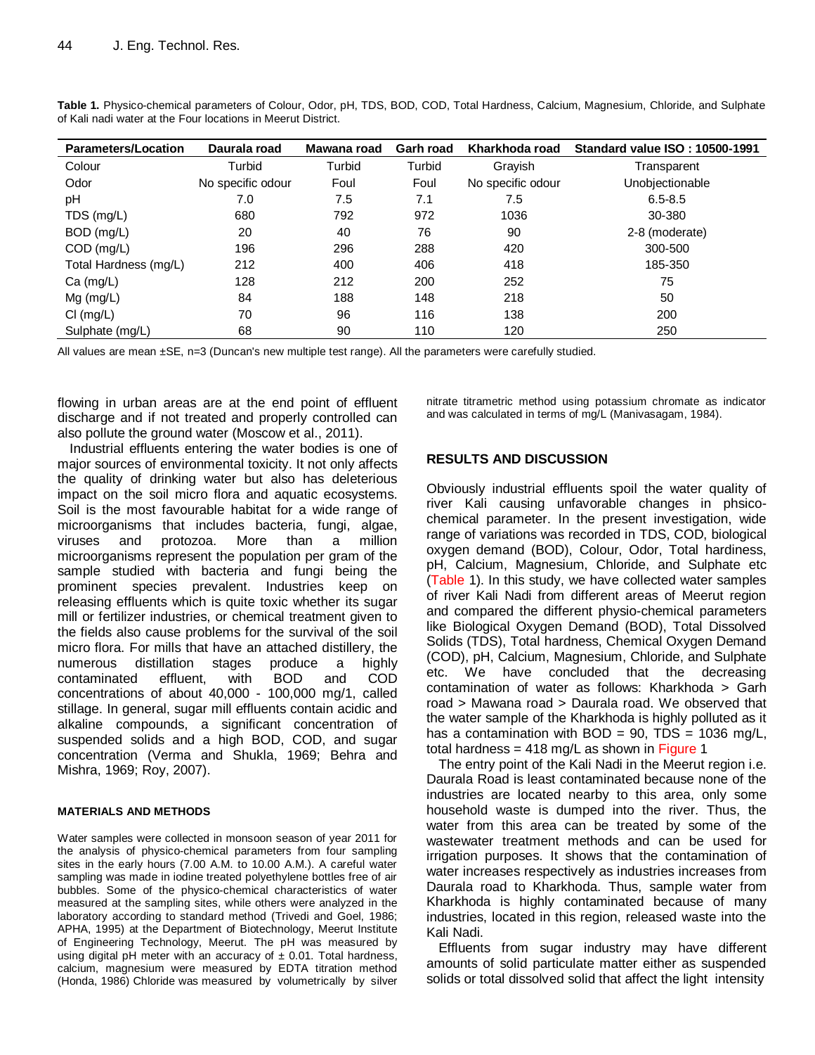**Table 1.** Physico-chemical parameters of Colour, Odor, pH, TDS, BOD, COD, Total Hardness, Calcium, Magnesium, Chloride, and Sulphate of Kali nadi water at the Four locations in Meerut District.

| Parameters/Location | Daurala road | Mawana road | Garh road | Kharkhoda road | Standard value ISO : 10500-1991 |
|---|---|---|---|---|---|
| Colour | Turbid | Turbid | Turbid | Grayish | Transparent |
| Odor | No specific odour | Foul | Foul | No specific odour | Unobjectionable |
| pH | 7.0 | 7.5 | 7.1 | 7.5 | 6.5-8.5 |
| TDS (mg/L) | 680 | 792 | 972 | 1036 | 30-380 |
| BOD (mg/L) | 20 | 40 | 76 | 90 | 2-8 (moderate) |
| COD (mg/L) | 196 | 296 | 288 | 420 | 300-500 |
| Total Hardness (mg/L) | 212 | 400 | 406 | 418 | 185-350 |
| Ca (mg/L) | 128 | 212 | 200 | 252 | 75 |
| Mg (mg/L) | 84 | 188 | 148 | 218 | 50 |
| Cl (mg/L) | 70 | 96 | 116 | 138 | 200 |
| Sulphate (mg/L) | 68 | 90 | 110 | 120 | 250 |

All values are mean ±SE, n=3 (Duncan's new multiple test range). All the parameters were carefully studied.

flowing in urban areas are at the end point of effluent discharge and if not treated and properly controlled can also pollute the ground water (Moscow et al., 2011).

Industrial effluents entering the water bodies is one of major sources of environmental toxicity. It not only affects the quality of drinking water but also has deleterious impact on the soil micro flora and aquatic ecosystems. Soil is the most favourable habitat for a wide range of microorganisms that includes bacteria, fungi, algae, viruses and protozoa. More than a million microorganisms represent the population per gram of the sample studied with bacteria and fungi being the prominent species prevalent. Industries keep on releasing effluents which is quite toxic whether its sugar mill or fertilizer industries, or chemical treatment given to the fields also cause problems for the survival of the soil micro flora. For mills that have an attached distillery, the numerous distillation stages produce a highly contaminated effluent, with BOD and COD concentrations of about 40,000 - 100,000 mg/1, called stillage. In general, sugar mill effluents contain acidic and alkaline compounds, a significant concentration of suspended solids and a high BOD, COD, and sugar concentration (Verma and Shukla, 1969; Behra and Mishra, 1969; Roy, 2007).

## MATERIALS AND METHODS

Water samples were collected in monsoon season of year 2011 for the analysis of physico-chemical parameters from four sampling sites in the early hours (7.00 A.M. to 10.00 A.M.). A careful water sampling was made in iodine treated polyethylene bottles free of air bubbles. Some of the physico-chemical characteristics of water measured at the sampling sites, while others were analyzed in the laboratory according to standard method (Trivedi and Goel, 1986; APHA, 1995) at the Department of Biotechnology, Meerut Institute of Engineering Technology, Meerut. The pH was measured by using digital pH meter with an accuracy of ± 0.01. Total hardness, calcium, magnesium were measured by EDTA titration method (Honda, 1986) Chloride was measured by volumetrically by silver nitrate titrametric method using potassium chromate as indicator and was calculated in terms of mg/L (Manivasagam, 1984).

## RESULTS AND DISCUSSION

Obviously industrial effluents spoil the water quality of river Kali causing unfavorable changes in phsico-chemical parameter. In the present investigation, wide range of variations was recorded in TDS, COD, biological oxygen demand (BOD), Colour, Odor, Total hardness, pH, Calcium, Magnesium, Chloride, and Sulphate etc (Table 1). In this study, we have collected water samples of river Kali Nadi from different areas of Meerut region and compared the different physio-chemical parameters like Biological Oxygen Demand (BOD), Total Dissolved Solids (TDS), Total hardness, Chemical Oxygen Demand (COD), pH, Calcium, Magnesium, Chloride, and Sulphate etc. We have concluded that the decreasing contamination of water as follows: Kharkhoda > Garh road > Mawana road > Daurala road. We observed that the water sample of the Kharkhoda is highly polluted as it has a contamination with BOD = 90, TDS = 1036 mg/L, total hardness = 418 mg/L as shown in Figure 1

The entry point of the Kali Nadi in the Meerut region i.e. Daurala Road is least contaminated because none of the industries are located nearby to this area, only some household waste is dumped into the river. Thus, the water from this area can be treated by some of the wastewater treatment methods and can be used for irrigation purposes. It shows that the contamination of water increases respectively as industries increases from Daurala road to Kharkhoda. Thus, sample water from Kharkhoda is highly contaminated because of many industries, located in this region, released waste into the Kali Nadi.

Effluents from sugar industry may have different amounts of solid particulate matter either as suspended solids or total dissolved solid that affect the light intensity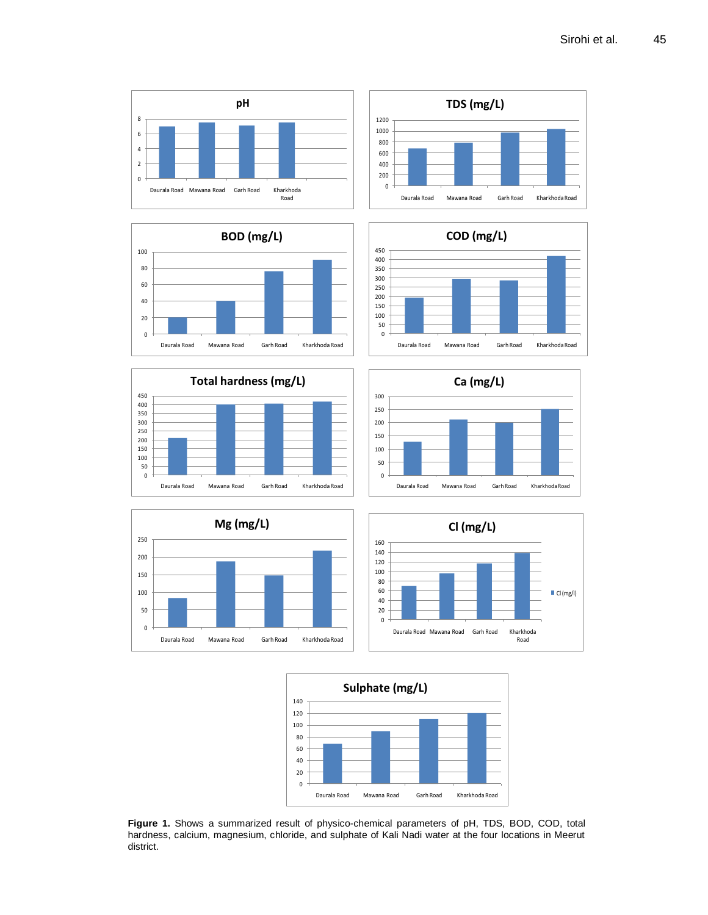**Figure 1.** Shows a summarized result of physico-chemical parameters of pH, TDS, BOD, COD, total hardness, calcium, magnesium, chloride, and sulphate of Kali Nadi water at the four locations in Meerut district.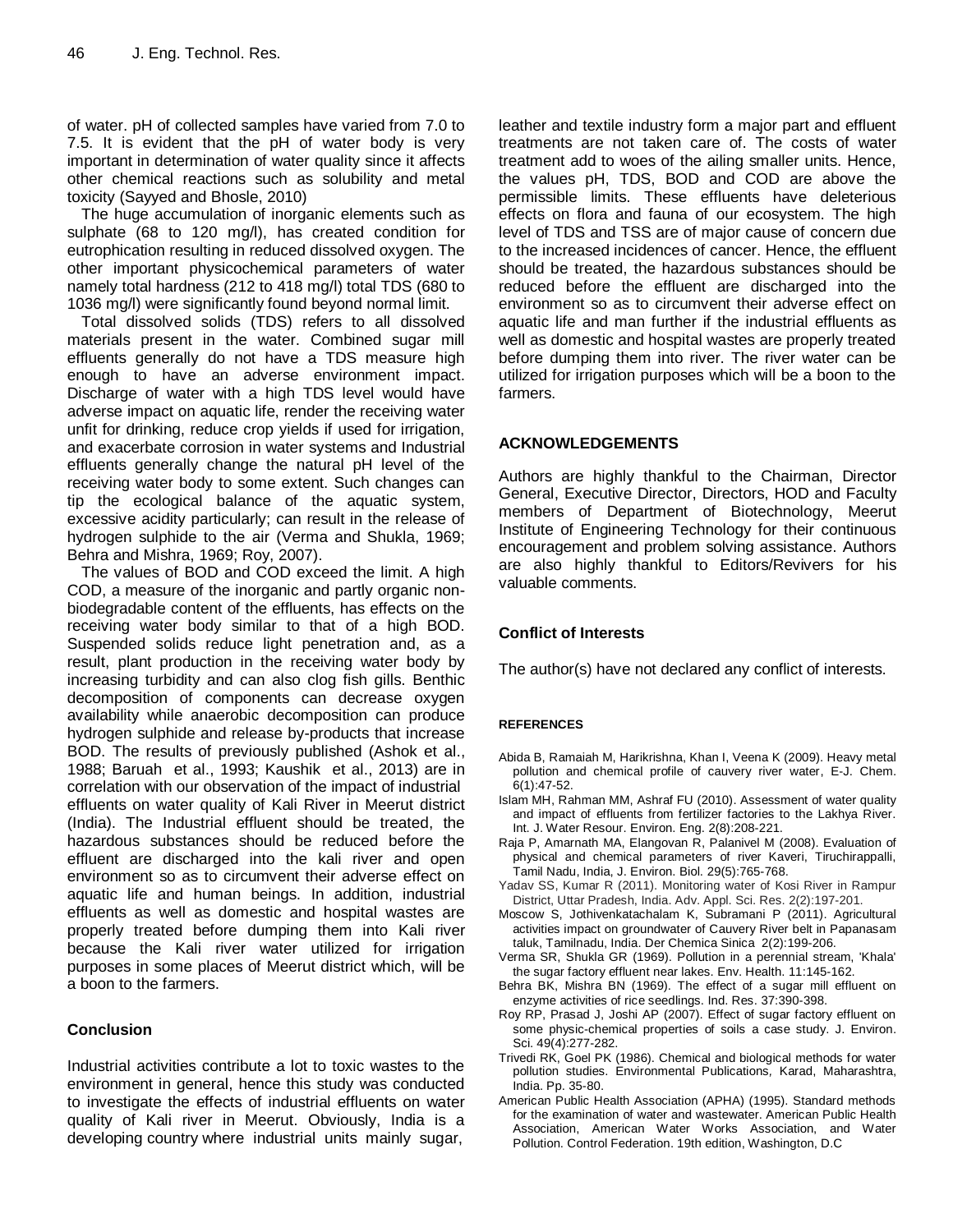of water. pH of collected samples have varied from 7.0 to 7.5. It is evident that the pH of water body is very important in determination of water quality since it affects other chemical reactions such as solubility and metal toxicity (Sayyed and Bhosle, 2010)

The huge accumulation of inorganic elements such as sulphate (68 to 120 mg/l), has created condition for eutrophication resulting in reduced dissolved oxygen. The other important physicochemical parameters of water namely total hardness (212 to 418 mg/l) total TDS (680 to 1036 mg/l) were significantly found beyond normal limit.

Total dissolved solids (TDS) refers to all dissolved materials present in the water. Combined sugar mill effluents generally do not have a TDS measure high enough to have an adverse environment impact. Discharge of water with a high TDS level would have adverse impact on aquatic life, render the receiving water unfit for drinking, reduce crop yields if used for irrigation, and exacerbate corrosion in water systems and Industrial effluents generally change the natural pH level of the receiving water body to some extent. Such changes can tip the ecological balance of the aquatic system, excessive acidity particularly; can result in the release of hydrogen sulphide to the air (Verma and Shukla, 1969; Behra and Mishra, 1969; Roy, 2007).

The values of BOD and COD exceed the limit. A high COD, a measure of the inorganic and partly organic non-biodegradable content of the effluents, has effects on the receiving water body similar to that of a high BOD. Suspended solids reduce light penetration and, as a result, plant production in the receiving water body by increasing turbidity and can also clog fish gills. Benthic decomposition of components can decrease oxygen availability while anaerobic decomposition can produce hydrogen sulphide and release by-products that increase BOD. The results of previously published (Ashok et al., 1988; Baruah et al., 1993; Kaushik et al., 2013) are in correlation with our observation of the impact of industrial effluents on water quality of Kali River in Meerut district (India). The Industrial effluent should be treated, the hazardous substances should be reduced before the effluent are discharged into the kali river and open environment so as to circumvent their adverse effect on aquatic life and human beings. In addition, industrial effluents as well as domestic and hospital wastes are properly treated before dumping them into Kali river because the Kali river water utilized for irrigation purposes in some places of Meerut district which, will be a boon to the farmers.

## Conclusion

Industrial activities contribute a lot to toxic wastes to the environment in general, hence this study was conducted to investigate the effects of industrial effluents on water quality of Kali river in Meerut. Obviously, India is a developing country where industrial units mainly sugar, leather and textile industry form a major part and effluent treatments are not taken care of. The costs of water treatment add to woes of the ailing smaller units. Hence, the values pH, TDS, BOD and COD are above the permissible limits. These effluents have deleterious effects on flora and fauna of our ecosystem. The high level of TDS and TSS are of major cause of concern due to the increased incidences of cancer. Hence, the effluent should be treated, the hazardous substances should be reduced before the effluent are discharged into the environment so as to circumvent their adverse effect on aquatic life and man further if the industrial effluents as well as domestic and hospital wastes are properly treated before dumping them into river. The river water can be utilized for irrigation purposes which will be a boon to the farmers.

## ACKNOWLEDGEMENTS

Authors are highly thankful to the Chairman, Director General, Executive Director, Directors, HOD and Faculty members of Department of Biotechnology, Meerut Institute of Engineering Technology for their continuous encouragement and problem solving assistance. Authors are also highly thankful to Editors/Revivers for his valuable comments.

## Conflict of Interests

The author(s) have not declared any conflict of interests.

## REFERENCES

Abida B, Ramaiah M, Harikrishna, Khan I, Veena K (2009). Heavy metal pollution and chemical profile of cauvery river water, E-J. Chem. 6(1):47-52.

Islam MH, Rahman MM, Ashraf FU (2010). Assessment of water quality and impact of effluents from fertilizer factories to the Lakhya River. Int. J. Water Resour. Environ. Eng. 2(8):208-221.

Raja P, Amarnath MA, Elangovan R, Palanivel M (2008). Evaluation of physical and chemical parameters of river Kaveri, Tiruchirappalli, Tamil Nadu, India, J. Environ. Biol. 29(5):765-768.

Yadav SS, Kumar R (2011). Monitoring water of Kosi River in Rampur District, Uttar Pradesh, India. Adv. Appl. Sci. Res. 2(2):197-201.

Moscow S, Jothivenkatachalam K, Subramani P (2011). Agricultural activities impact on groundwater of Cauvery River belt in Papanasam taluk, Tamilnadu, India. Der Chemica Sinica 2(2):199-206.

Verma SR, Shukla GR (1969). Pollution in a perennial stream, 'Khala' the sugar factory effluent near lakes. Env. Health. 11:145-162.

Behra BK, Mishra BN (1969). The effect of a sugar mill effluent on enzyme activities of rice seedlings. Ind. Res. 37:390-398.

Roy RP, Prasad J, Joshi AP (2007). Effect of sugar factory effluent on some physic-chemical properties of soils a case study. J. Environ. Sci. 49(4):277-282.

Trivedi RK, Goel PK (1986). Chemical and biological methods for water pollution studies. Environmental Publications, Karad, Maharashtra, India. Pp. 35-80.

American Public Health Association (APHA) (1995). Standard methods for the examination of water and wastewater. American Public Health Association, American Water Works Association, and Water Pollution. Control Federation. 19th edition, Washington, D.C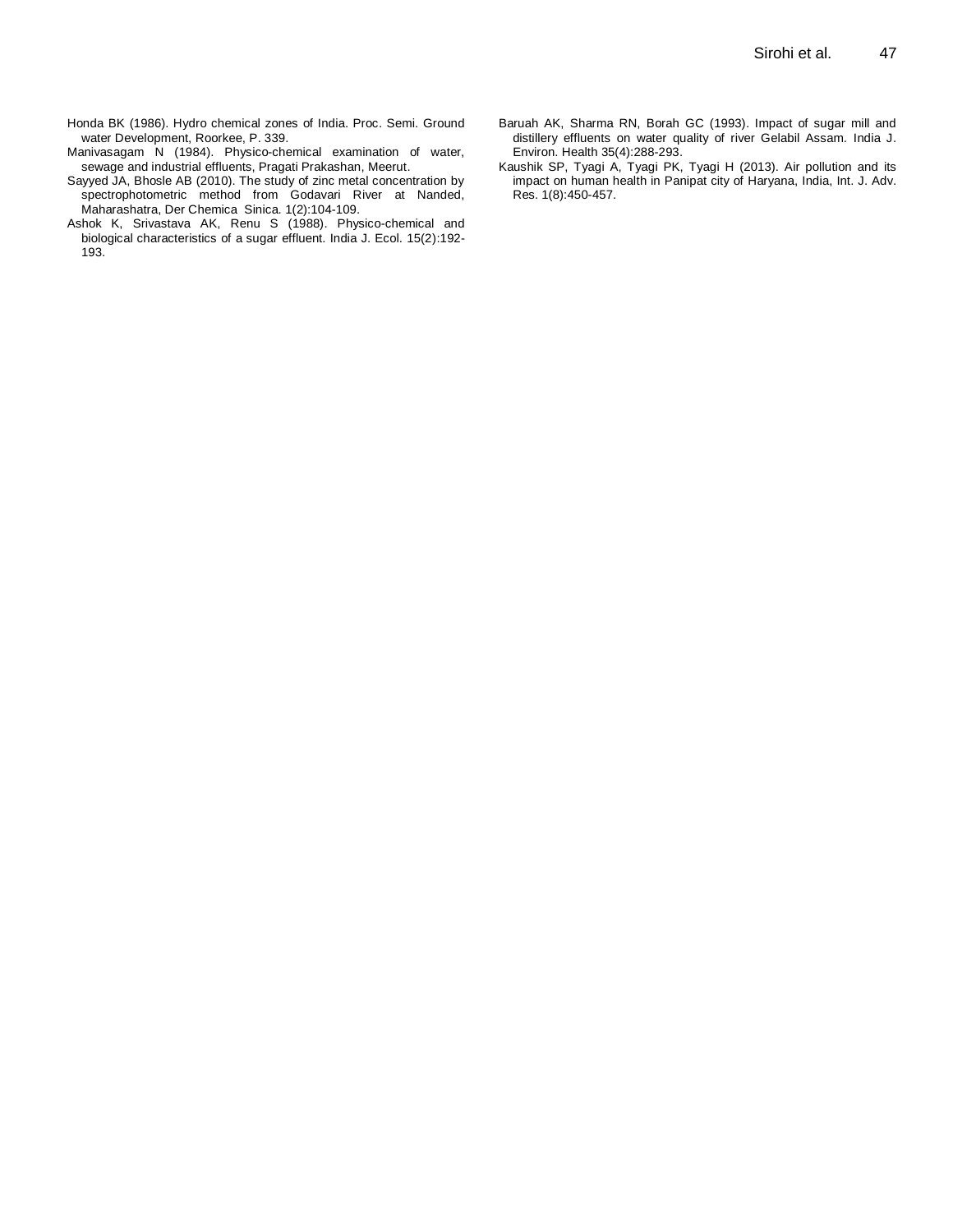Honda BK (1986). Hydro chemical zones of India. Proc. Semi. Ground water Development, Roorkee, P. 339.

Manivasagam N (1984). Physico-chemical examination of water, sewage and industrial effluents, Pragati Prakashan, Meerut.

Sayyed JA, Bhosle AB (2010). The study of zinc metal concentration by spectrophotometric method from Godavari River at Nanded, Maharashatra, Der Chemica Sinica. 1(2):104-109.

Ashok K, Srivastava AK, Renu S (1988). Physico-chemical and biological characteristics of a sugar effluent. India J. Ecol. 15(2):192-193.

Baruah AK, Sharma RN, Borah GC (1993). Impact of sugar mill and distillery effluents on water quality of river Gelabil Assam. India J. Environ. Health 35(4):288-293.

Kaushik SP, Tyagi A, Tyagi PK, Tyagi H (2013). Air pollution and its impact on human health in Panipat city of Haryana, India, Int. J. Adv. Res. 1(8):450-457.